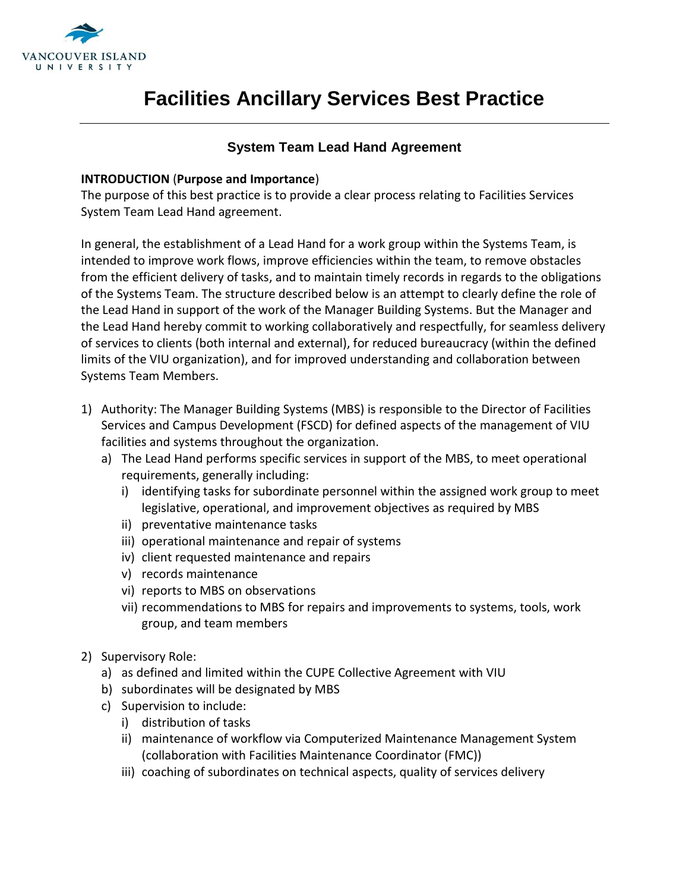VANCOUVER ISLAND UNIVERSITY

# Facilities Ancillary Services Best Practice

## System Team Lead Hand Agreement

**INTRODUCTION** (**Purpose and Importance**)
The purpose of this best practice is to provide a clear process relating to Facilities Services System Team Lead Hand agreement.

In general, the establishment of a Lead Hand for a work group within the Systems Team, is intended to improve work flows, improve efficiencies within the team, to remove obstacles from the efficient delivery of tasks, and to maintain timely records in regards to the obligations of the Systems Team. The structure described below is an attempt to clearly define the role of the Lead Hand in support of the work of the Manager Building Systems. But the Manager and the Lead Hand hereby commit to working collaboratively and respectfully, for seamless delivery of services to clients (both internal and external), for reduced bureaucracy (within the defined limits of the VIU organization), and for improved understanding and collaboration between Systems Team Members.

1) Authority: The Manager Building Systems (MBS) is responsible to the Director of Facilities Services and Campus Development (FSCD) for defined aspects of the management of VIU facilities and systems throughout the organization.
   a) The Lead Hand performs specific services in support of the MBS, to meet operational requirements, generally including:
      i) identifying tasks for subordinate personnel within the assigned work group to meet legislative, operational, and improvement objectives as required by MBS
      ii) preventative maintenance tasks
      iii) operational maintenance and repair of systems
      iv) client requested maintenance and repairs
      v) records maintenance
      vi) reports to MBS on observations
      vii) recommendations to MBS for repairs and improvements to systems, tools, work group, and team members

2) Supervisory Role:
   a) as defined and limited within the CUPE Collective Agreement with VIU
   b) subordinates will be designated by MBS
   c) Supervision to include:
      i) distribution of tasks
      ii) maintenance of workflow via Computerized Maintenance Management System (collaboration with Facilities Maintenance Coordinator (FMC))
      iii) coaching of subordinates on technical aspects, quality of services delivery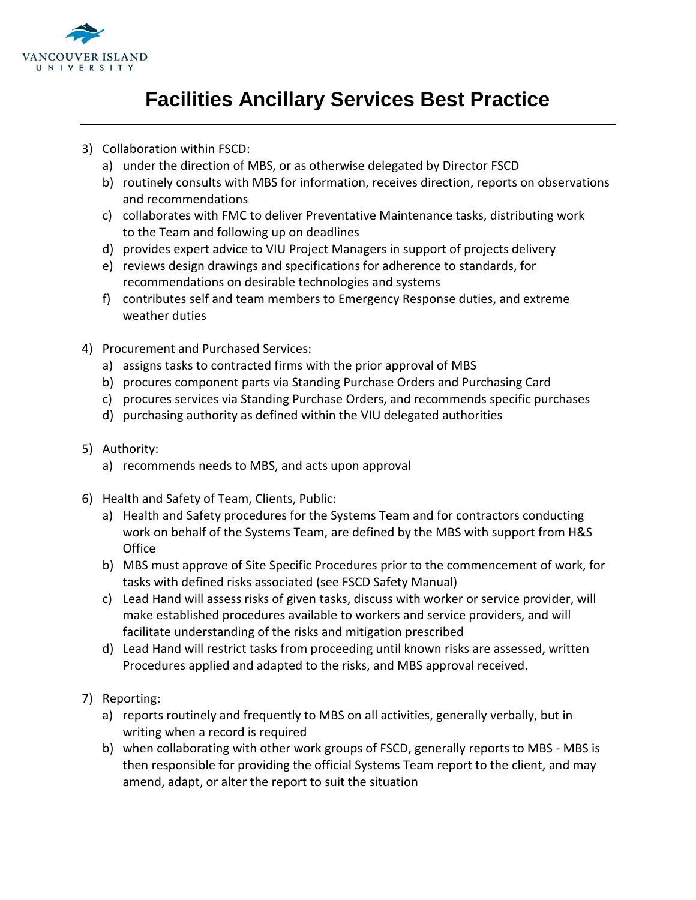# Facilities Ancillary Services Best Practice

3) Collaboration within FSCD:
   a) under the direction of MBS, or as otherwise delegated by Director FSCD
   b) routinely consults with MBS for information, receives direction, reports on observations and recommendations
   c) collaborates with FMC to deliver Preventative Maintenance tasks, distributing work to the Team and following up on deadlines
   d) provides expert advice to VIU Project Managers in support of projects delivery
   e) reviews design drawings and specifications for adherence to standards, for recommendations on desirable technologies and systems
   f) contributes self and team members to Emergency Response duties, and extreme weather duties

4) Procurement and Purchased Services:
   a) assigns tasks to contracted firms with the prior approval of MBS
   b) procures component parts via Standing Purchase Orders and Purchasing Card
   c) procures services via Standing Purchase Orders, and recommends specific purchases
   d) purchasing authority as defined within the VIU delegated authorities

5) Authority:
   a) recommends needs to MBS, and acts upon approval

6) Health and Safety of Team, Clients, Public:
   a) Health and Safety procedures for the Systems Team and for contractors conducting work on behalf of the Systems Team, are defined by the MBS with support from H&S Office
   b) MBS must approve of Site Specific Procedures prior to the commencement of work, for tasks with defined risks associated (see FSCD Safety Manual)
   c) Lead Hand will assess risks of given tasks, discuss with worker or service provider, will make established procedures available to workers and service providers, and will facilitate understanding of the risks and mitigation prescribed
   d) Lead Hand will restrict tasks from proceeding until known risks are assessed, written Procedures applied and adapted to the risks, and MBS approval received.

7) Reporting:
   a) reports routinely and frequently to MBS on all activities, generally verbally, but in writing when a record is required
   b) when collaborating with other work groups of FSCD, generally reports to MBS - MBS is then responsible for providing the official Systems Team report to the client, and may amend, adapt, or alter the report to suit the situation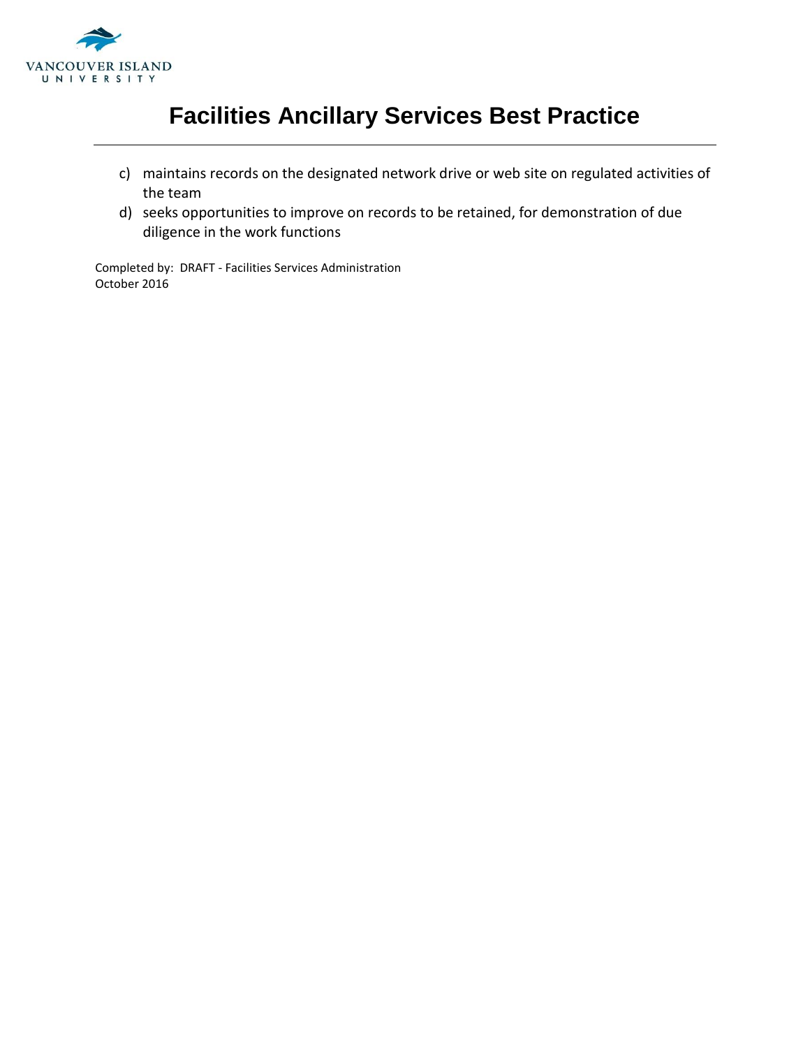c) maintains records on the designated network drive or web site on regulated activities of the team
d) seeks opportunities to improve on records to be retained, for demonstration of due diligence in the work functions

Completed by: DRAFT - Facilities Services Administration
October 2016